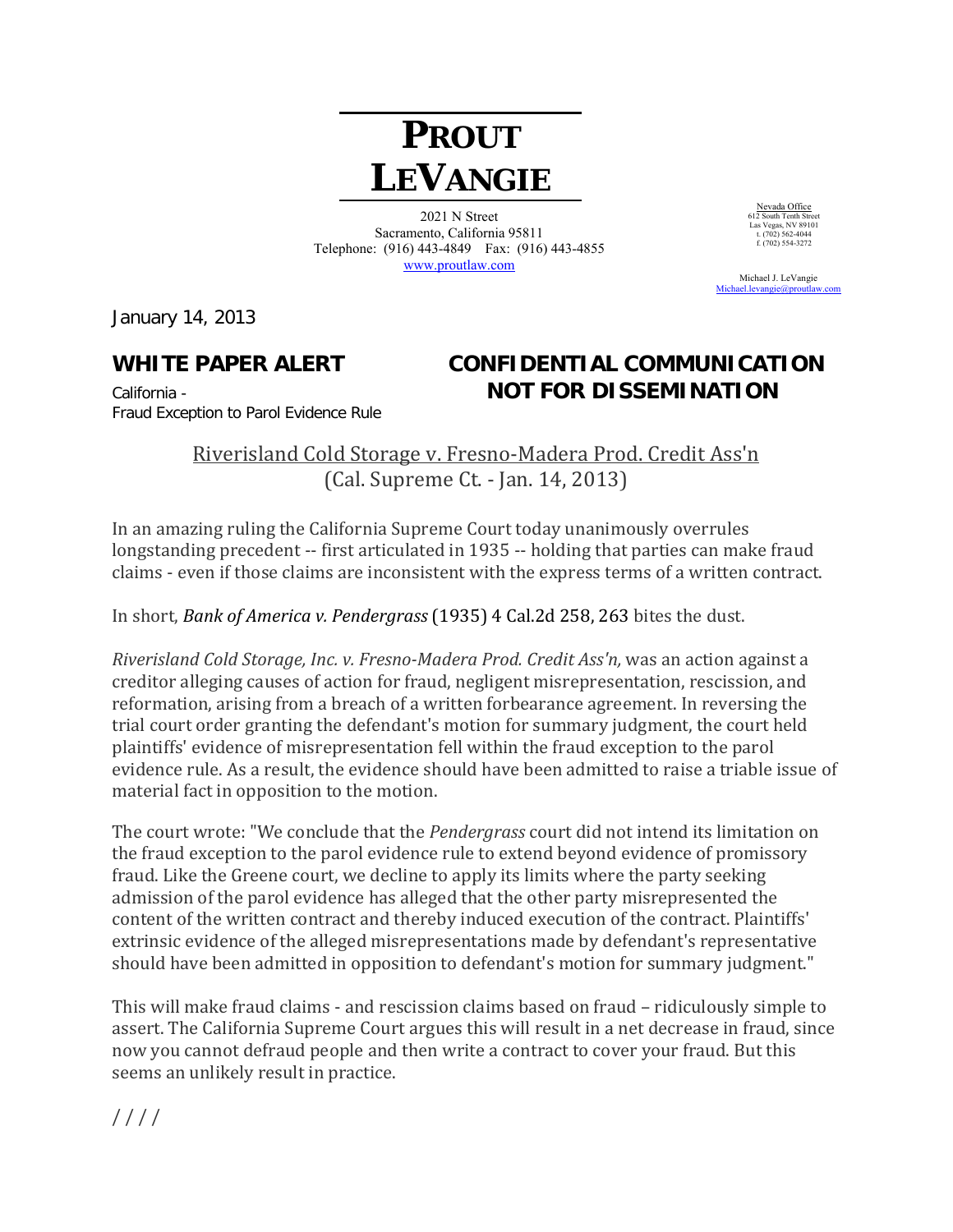# PROUT LEVANGIE

2021 N Street
Sacramento, California 95811
Telephone: (916) 443-4849 Fax: (916) 443-4855
www.proutlaw.com

Nevada Office
612 South Tenth Street
Las Vegas, NV 89101
t. (702) 562-4044
f. (702) 554-3272

Michael J. LeVangie
Michael.levangie@proutlaw.com

January 14, 2013

**WHITE PAPER ALERT**

California -
Fraud Exception to Parol Evidence Rule

**CONFIDENTIAL COMMUNICATION**
**NOT FOR DISSEMINATION**

## Riverisland Cold Storage v. Fresno-Madera Prod. Credit Ass'n (Cal. Supreme Ct. - Jan. 14, 2013)

In an amazing ruling the California Supreme Court today unanimously overrules longstanding precedent -- first articulated in 1935 -- holding that parties can make fraud claims - even if those claims are inconsistent with the express terms of a written contract.

In short, ***Bank of America v. Pendergrass*** (1935) 4 Cal.2d 258, 263 bites the dust.

*Riverisland Cold Storage, Inc. v. Fresno-Madera Prod. Credit Ass'n,* was an action against a creditor alleging causes of action for fraud, negligent misrepresentation, rescission, and reformation, arising from a breach of a written forbearance agreement. In reversing the trial court order granting the defendant's motion for summary judgment, the court held plaintiffs' evidence of misrepresentation fell within the fraud exception to the parol evidence rule. As a result, the evidence should have been admitted to raise a triable issue of material fact in opposition to the motion.

The court wrote: "We conclude that the *Pendergrass* court did not intend its limitation on the fraud exception to the parol evidence rule to extend beyond evidence of promissory fraud. Like the Greene court, we decline to apply its limits where the party seeking admission of the parol evidence has alleged that the other party misrepresented the content of the written contract and thereby induced execution of the contract. Plaintiffs' extrinsic evidence of the alleged misrepresentations made by defendant's representative should have been admitted in opposition to defendant's motion for summary judgment."

This will make fraud claims - and rescission claims based on fraud – ridiculously simple to assert. The California Supreme Court argues this will result in a net decrease in fraud, since now you cannot defraud people and then write a contract to cover your fraud. But this seems an unlikely result in practice.

/ / / /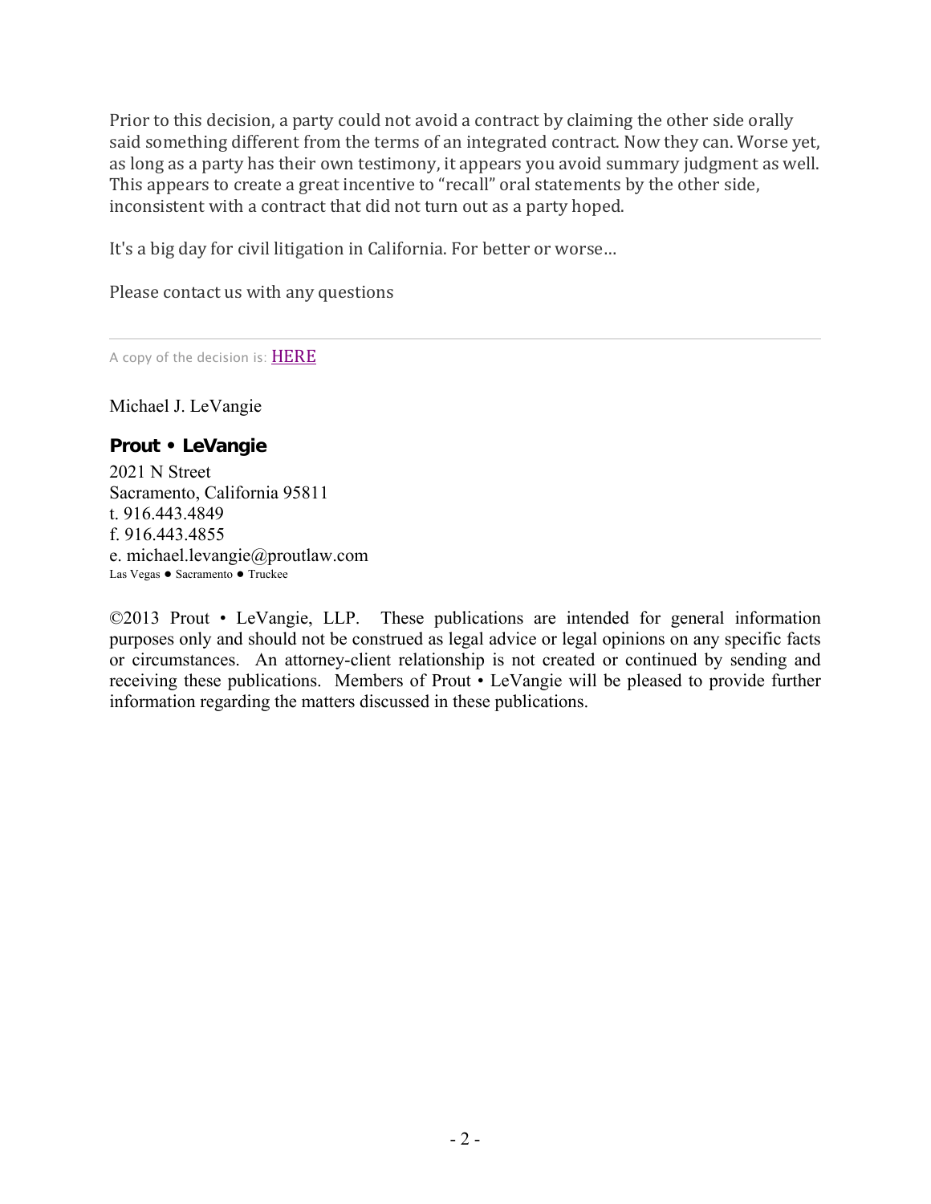Prior to this decision, a party could not avoid a contract by claiming the other side orally said something different from the terms of an integrated contract. Now they can. Worse yet, as long as a party has their own testimony, it appears you avoid summary judgment as well. This appears to create a great incentive to "recall" oral statements by the other side, inconsistent with a contract that did not turn out as a party hoped.

It's a big day for civil litigation in California. For better or worse…

Please contact us with any questions

---

A copy of the decision is: [HERE]

Michael J. LeVangie

**Prout • LeVangie**

2021 N Street
Sacramento, California 95811
t. 916.443.4849
f. 916.443.4855
e. michael.levangie@proutlaw.com
Las Vegas ● Sacramento ● Truckee

©2013 Prout • LeVangie, LLP. These publications are intended for general information purposes only and should not be construed as legal advice or legal opinions on any specific facts or circumstances. An attorney-client relationship is not created or continued by sending and receiving these publications. Members of Prout • LeVangie will be pleased to provide further information regarding the matters discussed in these publications.